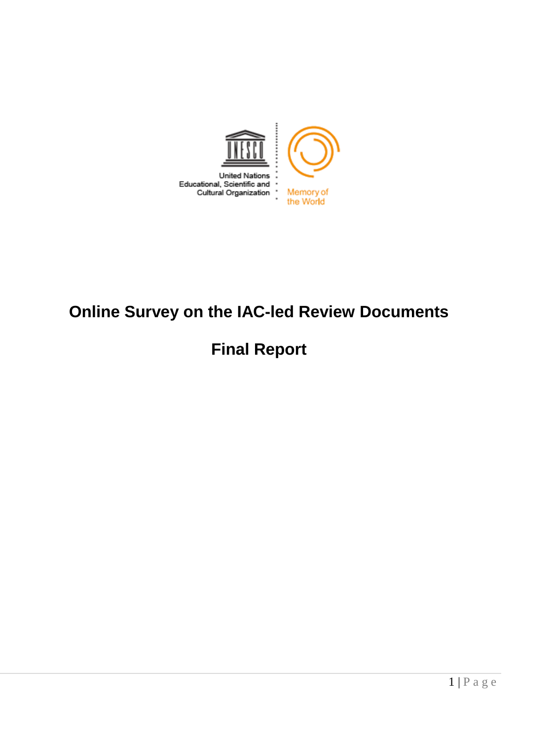United Nations Educational, Scientific and Cultural Organization

Memory of the World

# Online Survey on the IAC-led Review Documents

# Final Report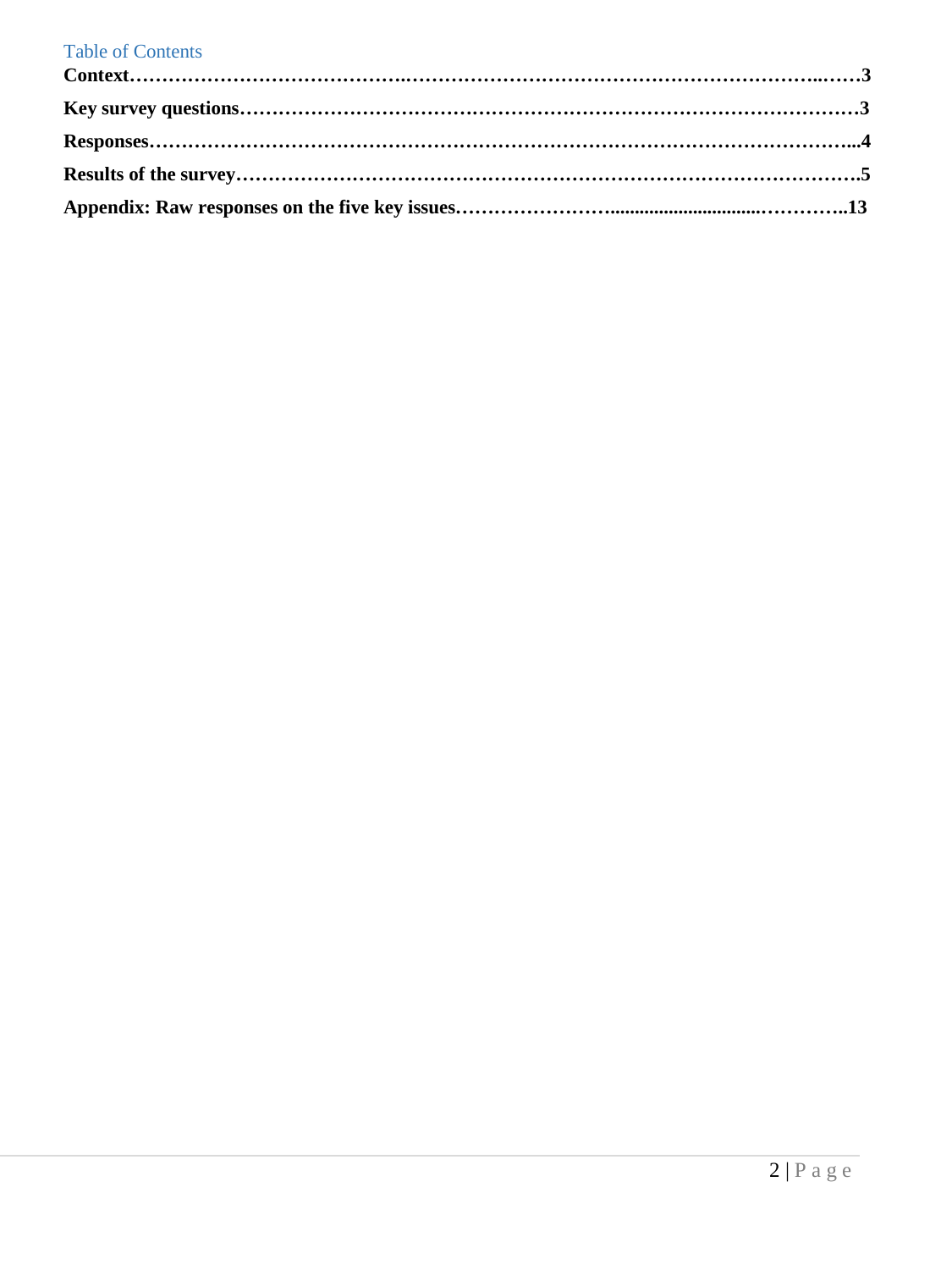## Table of Contents

**Context……………………………………..……………………………………………………..……3**

**Key survey questions…………………………………………………………………………………3**

**Responses……………………………………………………………………………………………...4**

**Results of the survey………………………………………………………………………………….5**

**Appendix: Raw responses on the five key issues…………………….............................………….13**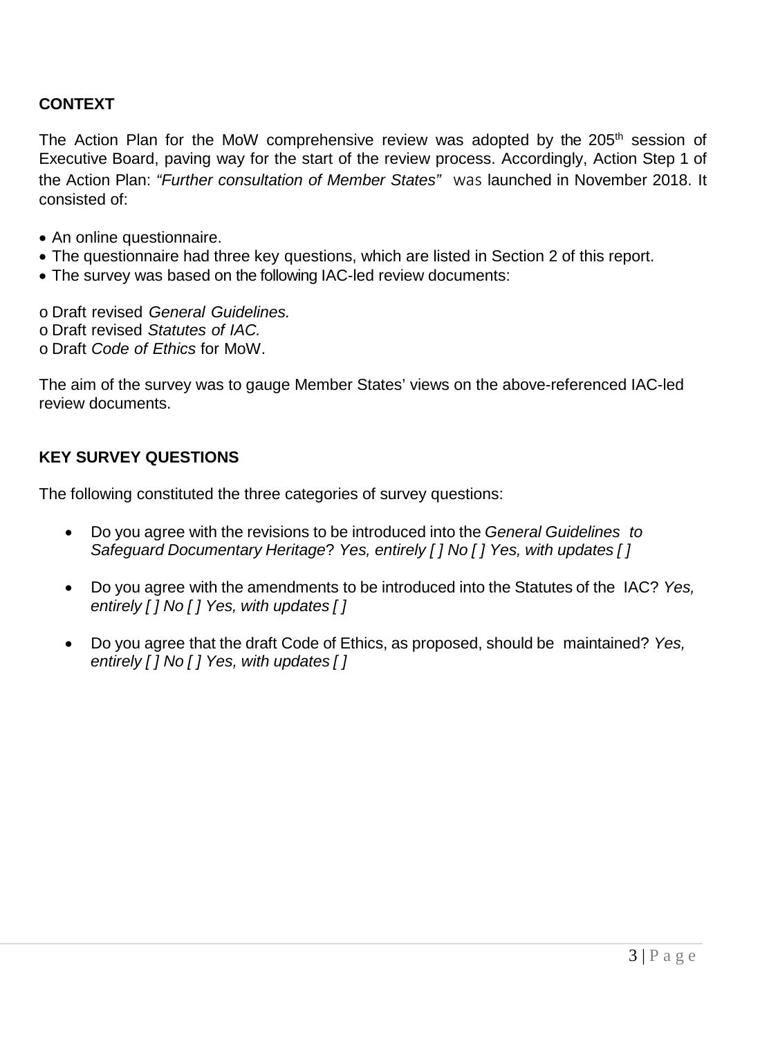## CONTEXT

The Action Plan for the MoW comprehensive review was adopted by the 205th session of Executive Board, paving way for the start of the review process. Accordingly, Action Step 1 of the Action Plan: *"Further consultation of Member States"* was launched in November 2018. It consisted of:

- An online questionnaire.
- The questionnaire had three key questions, which are listed in Section 2 of this report.
- The survey was based on the following IAC-led review documents:

o Draft revised *General Guidelines.*
o Draft revised *Statutes of IAC.*
o Draft *Code of Ethics* for MoW.

The aim of the survey was to gauge Member States' views on the above-referenced IAC-led review documents.

## KEY SURVEY QUESTIONS

The following constituted the three categories of survey questions:

- Do you agree with the revisions to be introduced into the *General Guidelines to Safeguard Documentary Heritage*? *Yes, entirely [ ] No [ ] Yes, with updates [ ]*

- Do you agree with the amendments to be introduced into the Statutes of the IAC? *Yes, entirely [ ] No [ ] Yes, with updates [ ]*

- Do you agree that the draft Code of Ethics, as proposed, should be maintained? *Yes, entirely [ ] No [ ] Yes, with updates [ ]*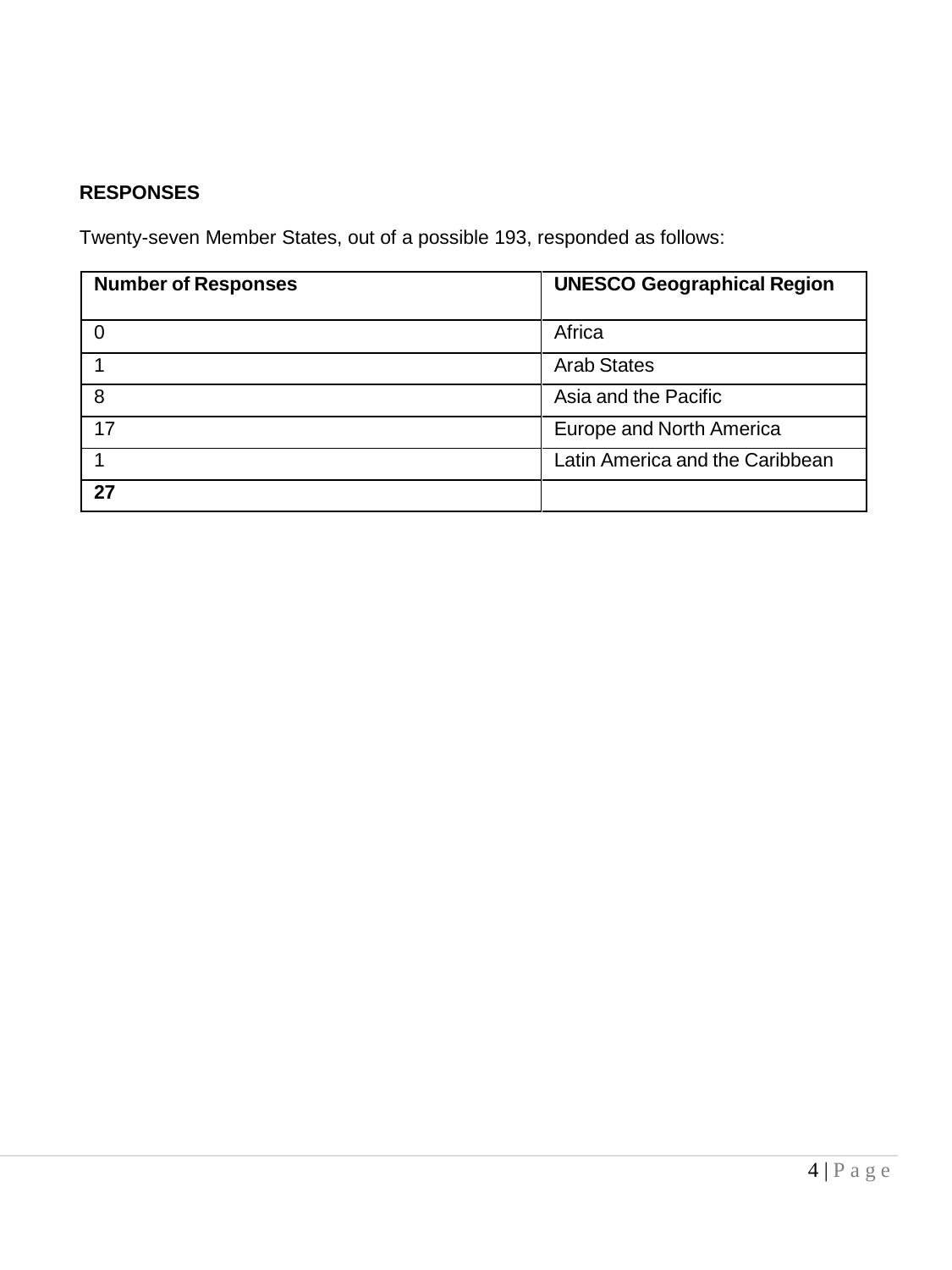**RESPONSES**

Twenty-seven Member States, out of a possible 193, responded as follows:

| Number of Responses | UNESCO Geographical Region |
|---|---|
| 0 | Africa |
| 1 | Arab States |
| 8 | Asia and the Pacific |
| 17 | Europe and North America |
| 1 | Latin America and the Caribbean |
| **27** | |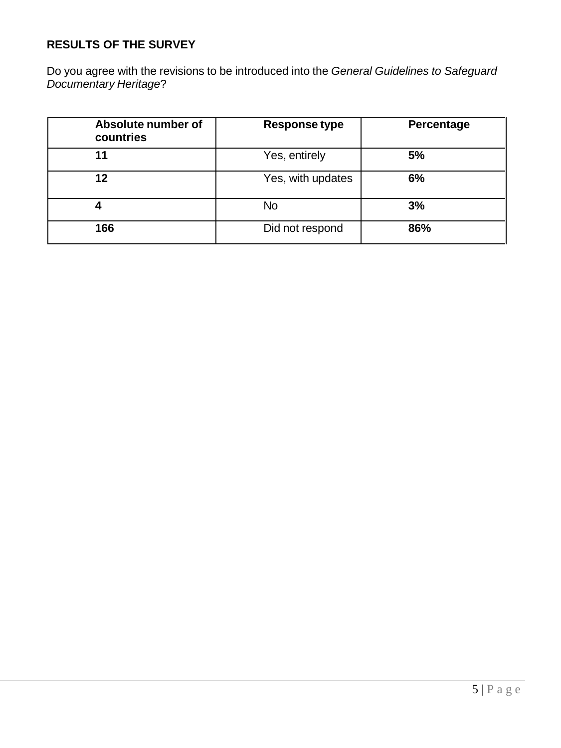**RESULTS OF THE SURVEY**

Do you agree with the revisions to be introduced into the *General Guidelines to Safeguard Documentary Heritage*?

| **Absolute number of countries** | **Response type** | **Percentage** |
|---|---|---|
| **11** | Yes, entirely | **5%** |
| **12** | Yes, with updates | **6%** |
| **4** | No | **3%** |
| **166** | Did not respond | **86%** |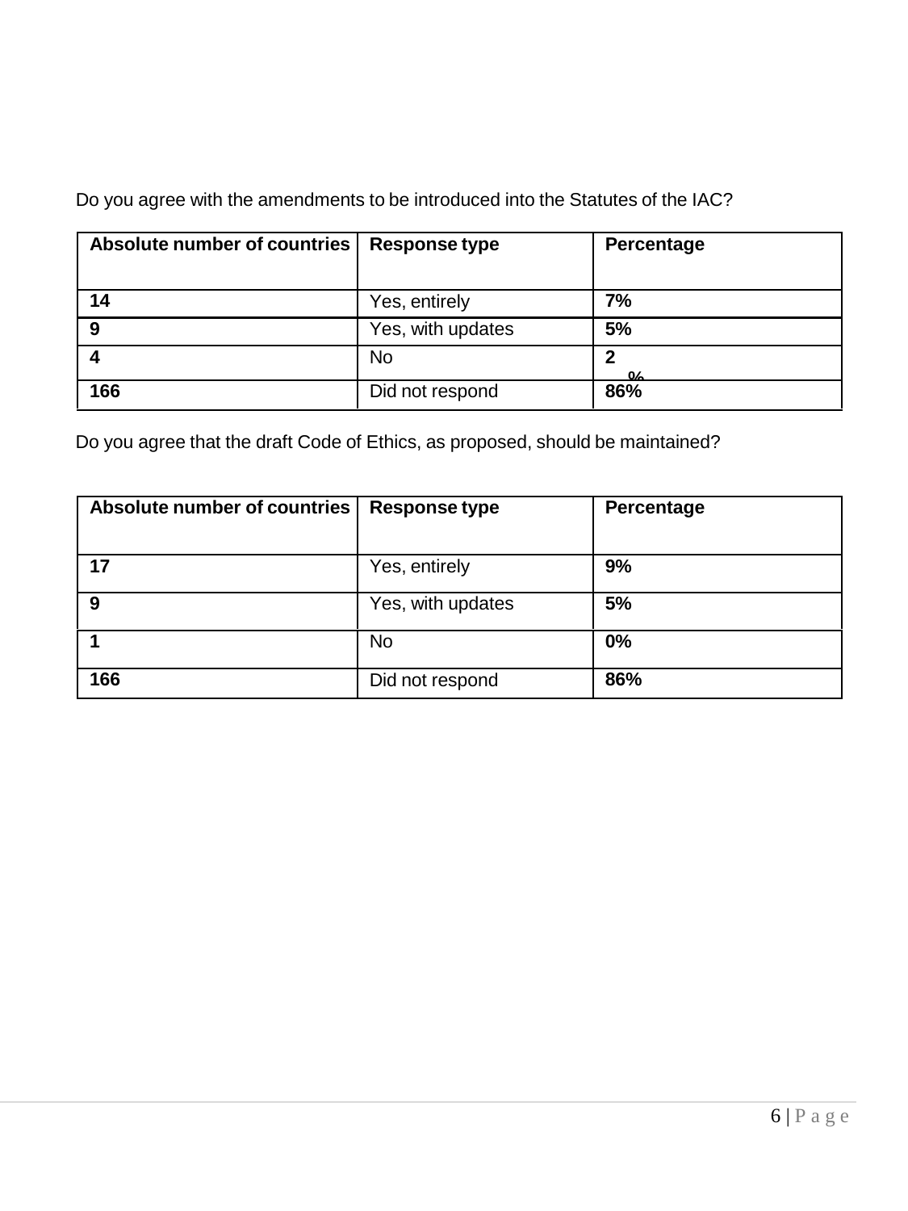Do you agree with the amendments to be introduced into the Statutes of the IAC?

| Absolute number of countries | Response type | Percentage |
|---|---|---|
| **14** | Yes, entirely | **7%** |
| **9** | Yes, with updates | **5%** |
| **4** | No | **2%** |
| **166** | Did not respond | **86%** |

Do you agree that the draft Code of Ethics, as proposed, should be maintained?

| Absolute number of countries | Response type | Percentage |
|---|---|---|
| **17** | Yes, entirely | **9%** |
| **9** | Yes, with updates | **5%** |
| **1** | No | **0%** |
| **166** | Did not respond | **86%** |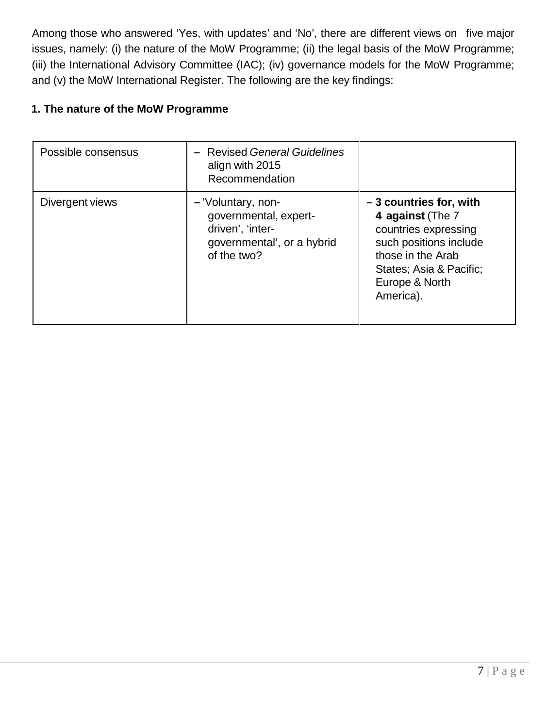Among those who answered ‘Yes, with updates’ and ‘No’, there are different views on five major issues, namely: (i) the nature of the MoW Programme; (ii) the legal basis of the MoW Programme; (iii) the International Advisory Committee (IAC); (iv) governance models for the MoW Programme; and (v) the MoW International Register. The following are the key findings:

### 1. The nature of the MoW Programme

| | | |
|---|---|---|
| Possible consensus | – Revised *General Guidelines* align with 2015 Recommendation | |
| Divergent views | – ‘Voluntary, non-governmental, expert-driven’, ‘inter-governmental’, or a hybrid of the two? | **– 3 countries for, with 4 against** (The 7 countries expressing such positions include those in the Arab States; Asia & Pacific; Europe & North America). |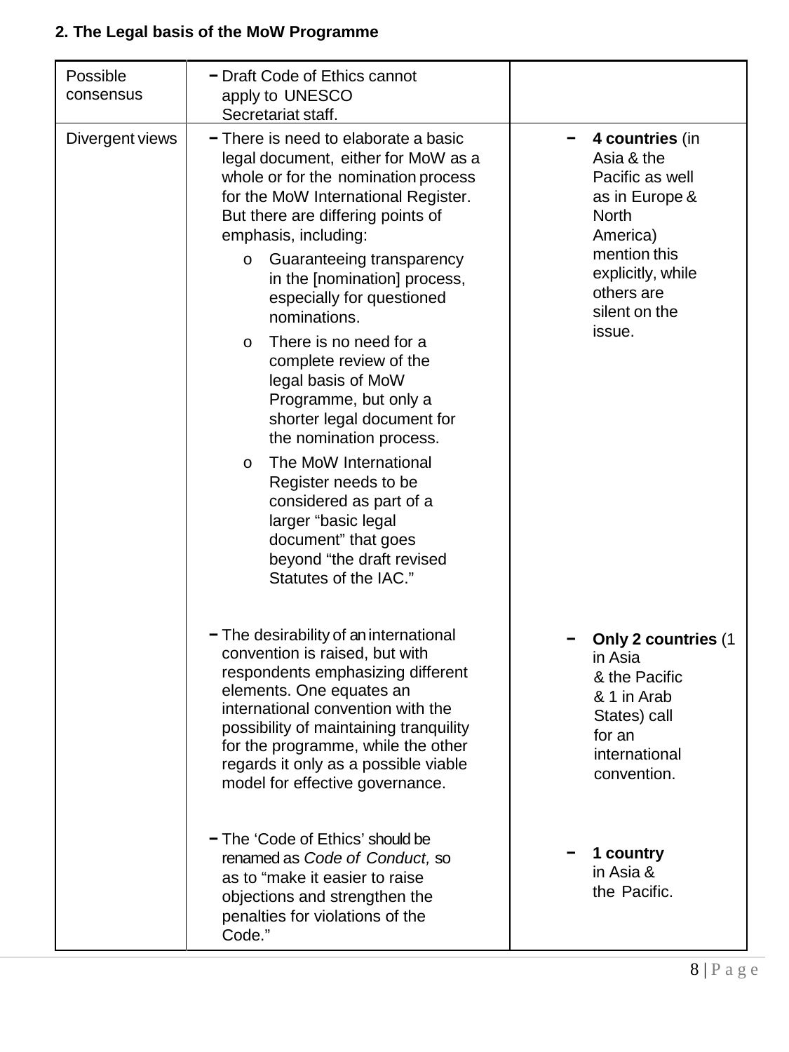**2. The Legal basis of the MoW Programme**

| | | |
|---|---|---|
| Possible consensus | - Draft Code of Ethics cannot apply to UNESCO Secretariat staff. | |
| Divergent views | - There is need to elaborate a basic legal document, either for MoW as a whole or for the nomination process for the MoW International Register. But there are differing points of emphasis, including:<br>o Guaranteeing transparency in the [nomination] process, especially for questioned nominations.<br>o There is no need for a complete review of the legal basis of MoW Programme, but only a shorter legal document for the nomination process.<br>o The MoW International Register needs to be considered as part of a larger "basic legal document" that goes beyond "the draft revised Statutes of the IAC." | - **4 countries** (in Asia & the Pacific as well as in Europe & North America) mention this explicitly, while others are silent on the issue. |
| | - The desirability of an international convention is raised, but with respondents emphasizing different elements. One equates an international convention with the possibility of maintaining tranquility for the programme, while the other regards it only as a possible viable model for effective governance. | - **Only 2 countries** (1 in Asia & the Pacific & 1 in Arab States) call for an international convention. |
| | - The 'Code of Ethics' should be renamed as *Code of Conduct,* so as to "make it easier to raise objections and strengthen the penalties for violations of the Code." | - **1 country** in Asia & the Pacific. |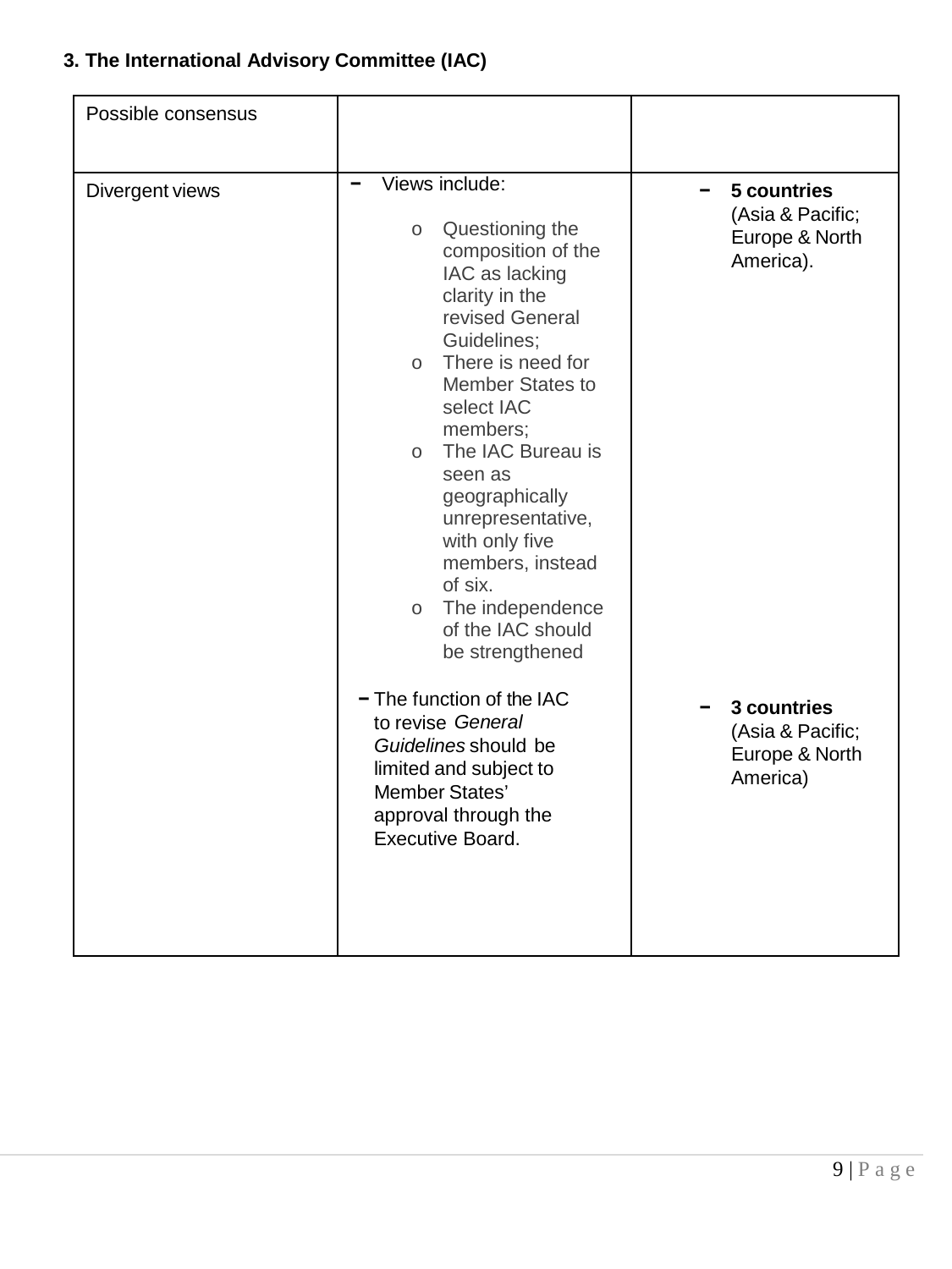### 3. The International Advisory Committee (IAC)

| Possible consensus | | |
|---|---|---|
| Divergent views | - Views include:<br>o Questioning the composition of the IAC as lacking clarity in the revised General Guidelines;<br>o There is need for Member States to select IAC members;<br>o The IAC Bureau is seen as geographically unrepresentative, with only five members, instead of six.<br>o The independence of the IAC should be strengthened | - **5 countries** (Asia & Pacific; Europe & North America). |
| | - The function of the IAC to revise *General Guidelines* should be limited and subject to Member States' approval through the Executive Board. | - **3 countries** (Asia & Pacific; Europe & North America) |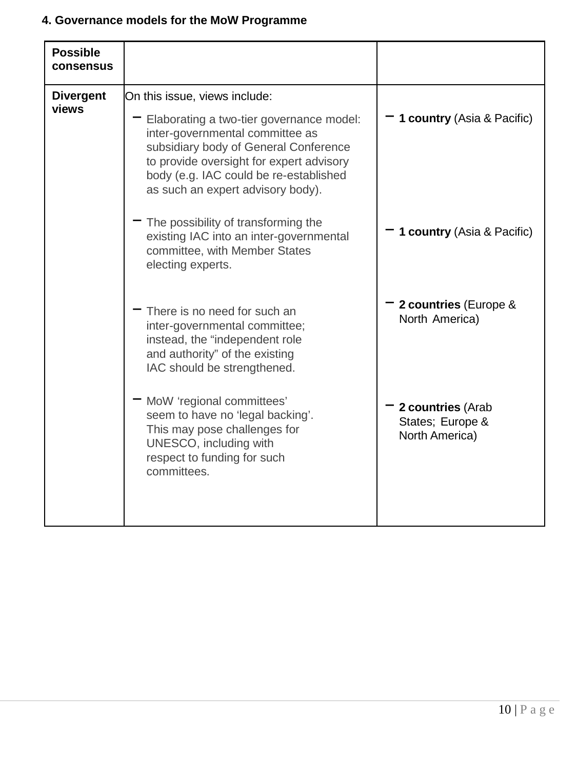**4. Governance models for the MoW Programme**

| **Possible consensus** | | |
|---|---|---|
| **Divergent views** | On this issue, views include:<br>– Elaborating a two-tier governance model: inter-governmental committee as subsidiary body of General Conference to provide oversight for expert advisory body (e.g. IAC could be re-established as such an expert advisory body).<br>– The possibility of transforming the existing IAC into an inter-governmental committee, with Member States electing experts.<br>– There is no need for such an inter-governmental committee; instead, the “independent role and authority” of the existing IAC should be strengthened.<br>– MoW ‘regional committees’ seem to have no ‘legal backing’. This may pose challenges for UNESCO, including with respect to funding for such committees. | – **1 country** (Asia & Pacific)<br>– **1 country** (Asia & Pacific)<br>– **2 countries** (Europe & North America)<br>– **2 countries** (Arab States; Europe & North America) |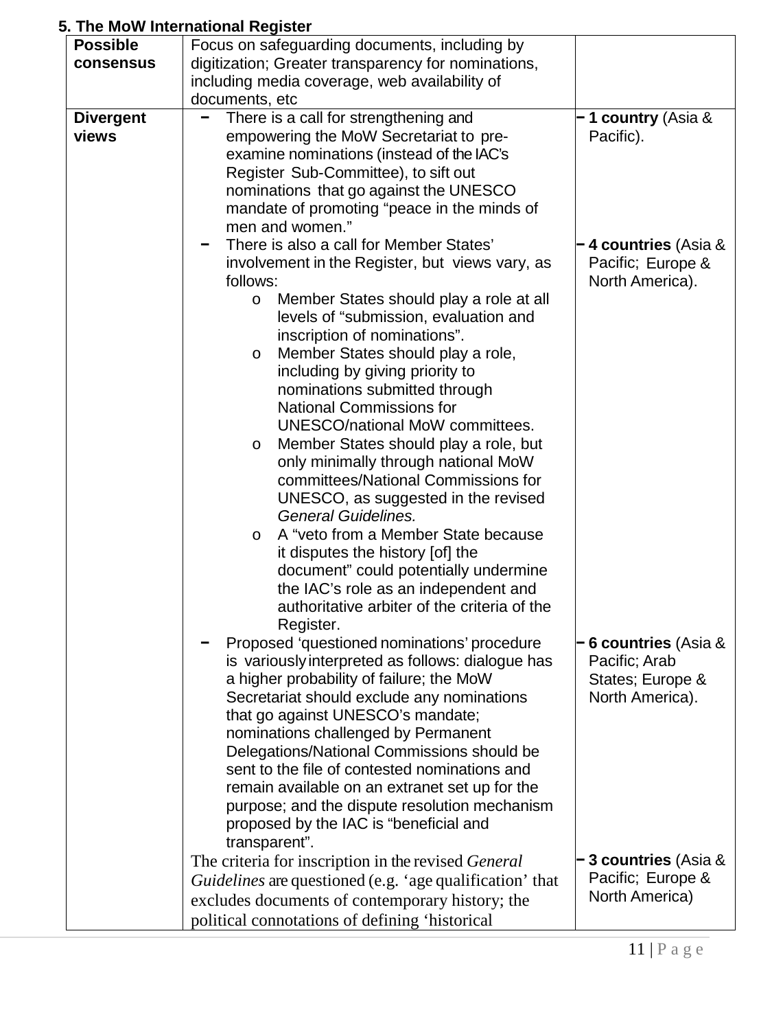**5. The MoW International Register**

| | | |
|---|---|---|
| **Possible consensus** | Focus on safeguarding documents, including by digitization; Greater transparency for nominations, including media coverage, web availability of documents, etc | |
| **Divergent views** | − There is a call for strengthening and empowering the MoW Secretariat to pre-examine nominations (instead of the IAC's Register Sub-Committee), to sift out nominations that go against the UNESCO mandate of promoting "peace in the minds of men and women." | − **1 country** (Asia & Pacific). |
| | − There is also a call for Member States' involvement in the Register, but views vary, as follows:<br>o Member States should play a role at all levels of "submission, evaluation and inscription of nominations".<br>o Member States should play a role, including by giving priority to nominations submitted through National Commissions for UNESCO/national MoW committees.<br>o Member States should play a role, but only minimally through national MoW committees/National Commissions for UNESCO, as suggested in the revised *General Guidelines.*<br>o A "veto from a Member State because it disputes the history [of] the document" could potentially undermine the IAC's role as an independent and authoritative arbiter of the criteria of the Register. | − **4 countries** (Asia & Pacific; Europe & North America). |
| | − Proposed 'questioned nominations' procedure is variously interpreted as follows: dialogue has a higher probability of failure; the MoW Secretariat should exclude any nominations that go against UNESCO's mandate; nominations challenged by Permanent Delegations/National Commissions should be sent to the file of contested nominations and remain available on an extranet set up for the purpose; and the dispute resolution mechanism proposed by the IAC is "beneficial and transparent". | − **6 countries** (Asia & Pacific; Arab States; Europe & North America). |
| | The criteria for inscription in the revised *General Guidelines* are questioned (e.g. 'age qualification' that excludes documents of contemporary history; the political connotations of defining 'historical | − **3 countries** (Asia & Pacific; Europe & North America) |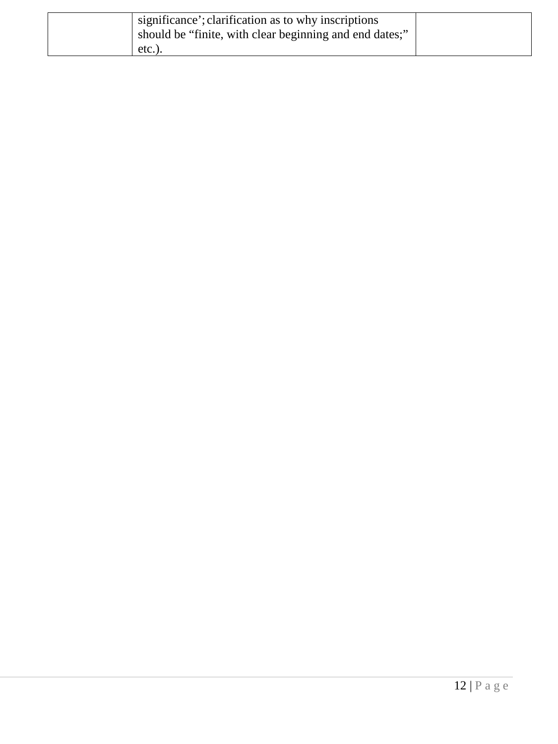| | | |
|---|---|---|
| | significance'; clarification as to why inscriptions should be "finite, with clear beginning and end dates;" etc.). | |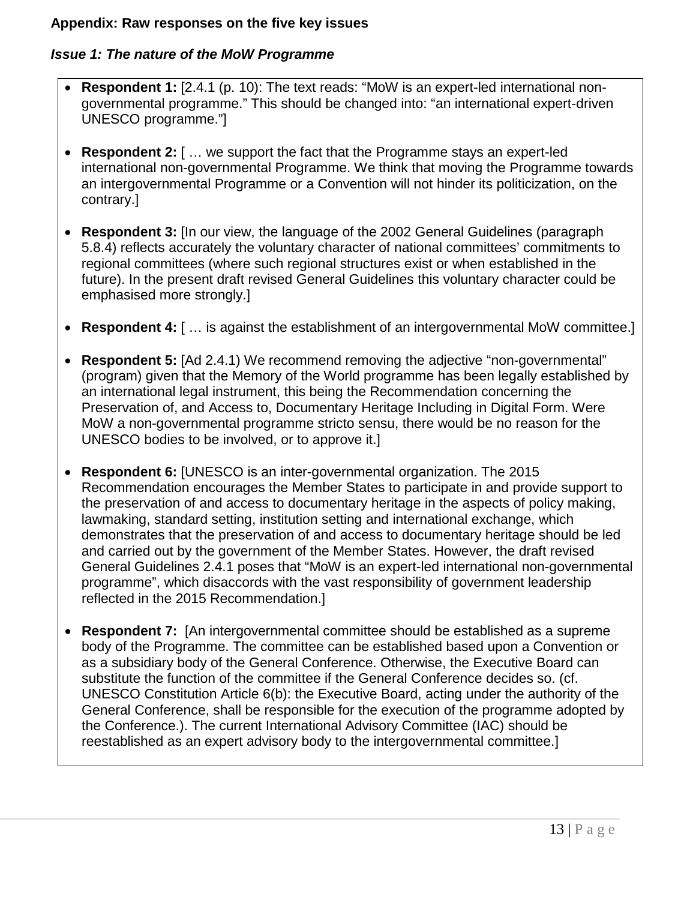**Appendix: Raw responses on the five key issues**

***Issue 1: The nature of the MoW Programme***

- **Respondent 1:** [2.4.1 (p. 10): The text reads: "MoW is an expert-led international non-governmental programme." This should be changed into: "an international expert-driven UNESCO programme."]

- **Respondent 2:** [ … we support the fact that the Programme stays an expert-led international non-governmental Programme. We think that moving the Programme towards an intergovernmental Programme or a Convention will not hinder its politicization, on the contrary.]

- **Respondent 3:** [In our view, the language of the 2002 General Guidelines (paragraph 5.8.4) reflects accurately the voluntary character of national committees' commitments to regional committees (where such regional structures exist or when established in the future). In the present draft revised General Guidelines this voluntary character could be emphasised more strongly.]

- **Respondent 4:** [ … is against the establishment of an intergovernmental MoW committee.]

- **Respondent 5:** [Ad 2.4.1) We recommend removing the adjective "non-governmental" (program) given that the Memory of the World programme has been legally established by an international legal instrument, this being the Recommendation concerning the Preservation of, and Access to, Documentary Heritage Including in Digital Form. Were MoW a non-governmental programme stricto sensu, there would be no reason for the UNESCO bodies to be involved, or to approve it.]

- **Respondent 6:** [UNESCO is an inter-governmental organization. The 2015 Recommendation encourages the Member States to participate in and provide support to the preservation of and access to documentary heritage in the aspects of policy making, lawmaking, standard setting, institution setting and international exchange, which demonstrates that the preservation of and access to documentary heritage should be led and carried out by the government of the Member States. However, the draft revised General Guidelines 2.4.1 poses that "MoW is an expert-led international non-governmental programme", which disaccords with the vast responsibility of government leadership reflected in the 2015 Recommendation.]

- **Respondent 7:** [An intergovernmental committee should be established as a supreme body of the Programme. The committee can be established based upon a Convention or as a subsidiary body of the General Conference. Otherwise, the Executive Board can substitute the function of the committee if the General Conference decides so. (cf. UNESCO Constitution Article 6(b): the Executive Board, acting under the authority of the General Conference, shall be responsible for the execution of the programme adopted by the Conference.). The current International Advisory Committee (IAC) should be reestablished as an expert advisory body to the intergovernmental committee.]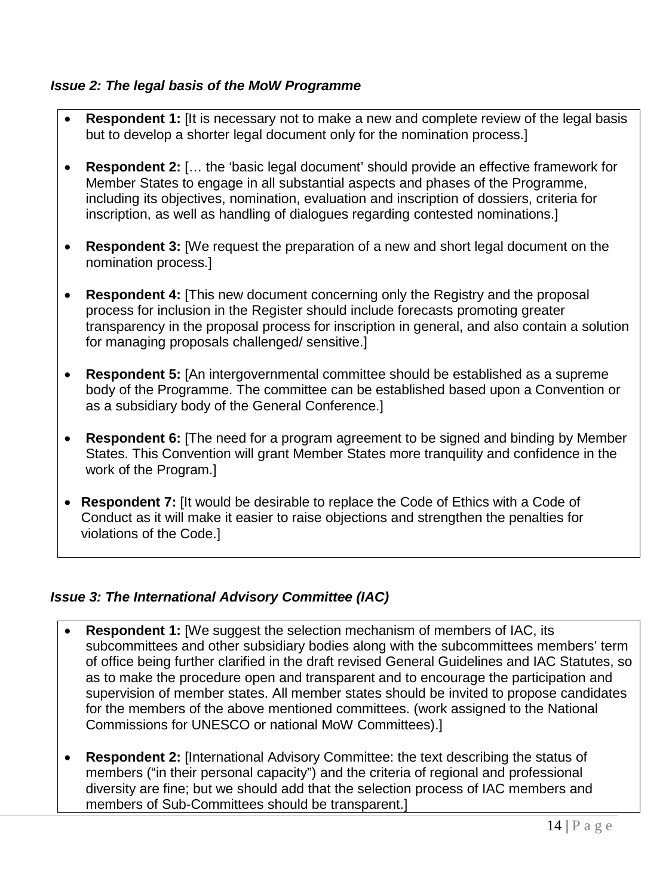### *Issue 2: The legal basis of the MoW Programme*

- **Respondent 1:** [It is necessary not to make a new and complete review of the legal basis but to develop a shorter legal document only for the nomination process.]

- **Respondent 2:** [… the 'basic legal document' should provide an effective framework for Member States to engage in all substantial aspects and phases of the Programme, including its objectives, nomination, evaluation and inscription of dossiers, criteria for inscription, as well as handling of dialogues regarding contested nominations.]

- **Respondent 3:** [We request the preparation of a new and short legal document on the nomination process.]

- **Respondent 4:** [This new document concerning only the Registry and the proposal process for inclusion in the Register should include forecasts promoting greater transparency in the proposal process for inscription in general, and also contain a solution for managing proposals challenged/ sensitive.]

- **Respondent 5:** [An intergovernmental committee should be established as a supreme body of the Programme. The committee can be established based upon a Convention or as a subsidiary body of the General Conference.]

- **Respondent 6:** [The need for a program agreement to be signed and binding by Member States. This Convention will grant Member States more tranquility and confidence in the work of the Program.]

- **Respondent 7:** [It would be desirable to replace the Code of Ethics with a Code of Conduct as it will make it easier to raise objections and strengthen the penalties for violations of the Code.]

### *Issue 3: The International Advisory Committee (IAC)*

- **Respondent 1:** [We suggest the selection mechanism of members of IAC, its subcommittees and other subsidiary bodies along with the subcommittees members' term of office being further clarified in the draft revised General Guidelines and IAC Statutes, so as to make the procedure open and transparent and to encourage the participation and supervision of member states. All member states should be invited to propose candidates for the members of the above mentioned committees. (work assigned to the National Commissions for UNESCO or national MoW Committees).]

- **Respondent 2:** [International Advisory Committee: the text describing the status of members ("in their personal capacity") and the criteria of regional and professional diversity are fine; but we should add that the selection process of IAC members and members of Sub-Committees should be transparent.]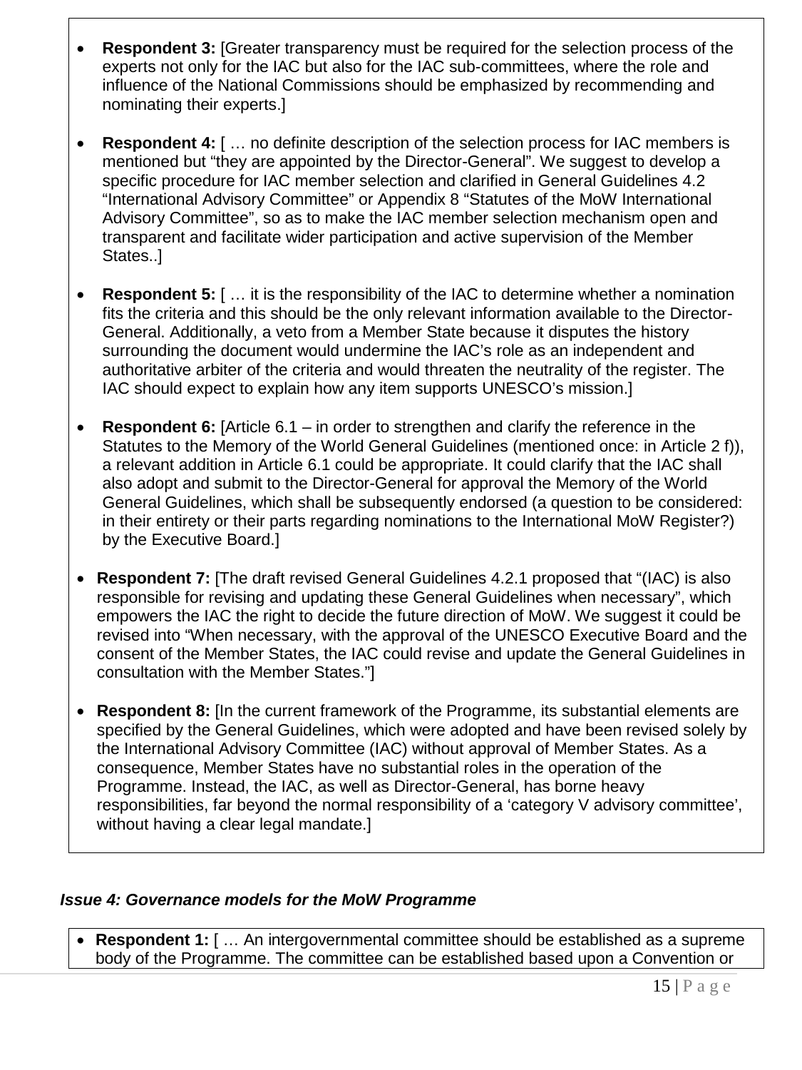- **Respondent 3:** [Greater transparency must be required for the selection process of the experts not only for the IAC but also for the IAC sub-committees, where the role and influence of the National Commissions should be emphasized by recommending and nominating their experts.]

- **Respondent 4:** [ … no definite description of the selection process for IAC members is mentioned but "they are appointed by the Director-General". We suggest to develop a specific procedure for IAC member selection and clarified in General Guidelines 4.2 "International Advisory Committee" or Appendix 8 "Statutes of the MoW International Advisory Committee", so as to make the IAC member selection mechanism open and transparent and facilitate wider participation and active supervision of the Member States..]

- **Respondent 5:** [ … it is the responsibility of the IAC to determine whether a nomination fits the criteria and this should be the only relevant information available to the Director-General. Additionally, a veto from a Member State because it disputes the history surrounding the document would undermine the IAC's role as an independent and authoritative arbiter of the criteria and would threaten the neutrality of the register. The IAC should expect to explain how any item supports UNESCO's mission.]

- **Respondent 6:** [Article 6.1 – in order to strengthen and clarify the reference in the Statutes to the Memory of the World General Guidelines (mentioned once: in Article 2 f)), a relevant addition in Article 6.1 could be appropriate. It could clarify that the IAC shall also adopt and submit to the Director-General for approval the Memory of the World General Guidelines, which shall be subsequently endorsed (a question to be considered: in their entirety or their parts regarding nominations to the International MoW Register?) by the Executive Board.]

- **Respondent 7:** [The draft revised General Guidelines 4.2.1 proposed that "(IAC) is also responsible for revising and updating these General Guidelines when necessary", which empowers the IAC the right to decide the future direction of MoW. We suggest it could be revised into "When necessary, with the approval of the UNESCO Executive Board and the consent of the Member States, the IAC could revise and update the General Guidelines in consultation with the Member States."]

- **Respondent 8:** [In the current framework of the Programme, its substantial elements are specified by the General Guidelines, which were adopted and have been revised solely by the International Advisory Committee (IAC) without approval of Member States. As a consequence, Member States have no substantial roles in the operation of the Programme. Instead, the IAC, as well as Director-General, has borne heavy responsibilities, far beyond the normal responsibility of a 'category V advisory committee', without having a clear legal mandate.]

### *Issue 4: Governance models for the MoW Programme*

- **Respondent 1:** [ … An intergovernmental committee should be established as a supreme body of the Programme. The committee can be established based upon a Convention or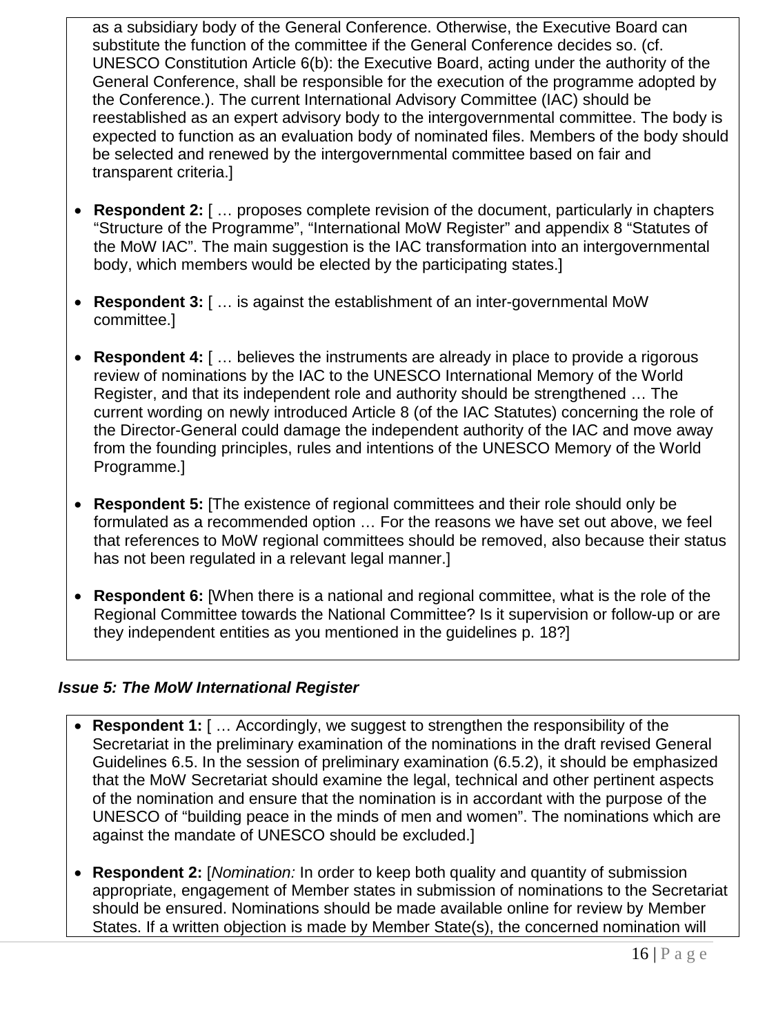as a subsidiary body of the General Conference. Otherwise, the Executive Board can substitute the function of the committee if the General Conference decides so. (cf. UNESCO Constitution Article 6(b): the Executive Board, acting under the authority of the General Conference, shall be responsible for the execution of the programme adopted by the Conference.). The current International Advisory Committee (IAC) should be reestablished as an expert advisory body to the intergovernmental committee. The body is expected to function as an evaluation body of nominated files. Members of the body should be selected and renewed by the intergovernmental committee based on fair and transparent criteria.]

- **Respondent 2:** [ … proposes complete revision of the document, particularly in chapters "Structure of the Programme", "International MoW Register" and appendix 8 "Statutes of the MoW IAC". The main suggestion is the IAC transformation into an intergovernmental body, which members would be elected by the participating states.]
- **Respondent 3:** [ … is against the establishment of an inter-governmental MoW committee.]
- **Respondent 4:** [ … believes the instruments are already in place to provide a rigorous review of nominations by the IAC to the UNESCO International Memory of the World Register, and that its independent role and authority should be strengthened … The current wording on newly introduced Article 8 (of the IAC Statutes) concerning the role of the Director-General could damage the independent authority of the IAC and move away from the founding principles, rules and intentions of the UNESCO Memory of the World Programme.]
- **Respondent 5:** [The existence of regional committees and their role should only be formulated as a recommended option … For the reasons we have set out above, we feel that references to MoW regional committees should be removed, also because their status has not been regulated in a relevant legal manner.]
- **Respondent 6:** [When there is a national and regional committee, what is the role of the Regional Committee towards the National Committee? Is it supervision or follow-up or are they independent entities as you mentioned in the guidelines p. 18?]

### *Issue 5: The MoW International Register*

- **Respondent 1:** [ … Accordingly, we suggest to strengthen the responsibility of the Secretariat in the preliminary examination of the nominations in the draft revised General Guidelines 6.5. In the session of preliminary examination (6.5.2), it should be emphasized that the MoW Secretariat should examine the legal, technical and other pertinent aspects of the nomination and ensure that the nomination is in accordant with the purpose of the UNESCO of "building peace in the minds of men and women". The nominations which are against the mandate of UNESCO should be excluded.]
- **Respondent 2:** [*Nomination:* In order to keep both quality and quantity of submission appropriate, engagement of Member states in submission of nominations to the Secretariat should be ensured. Nominations should be made available online for review by Member States. If a written objection is made by Member State(s), the concerned nomination will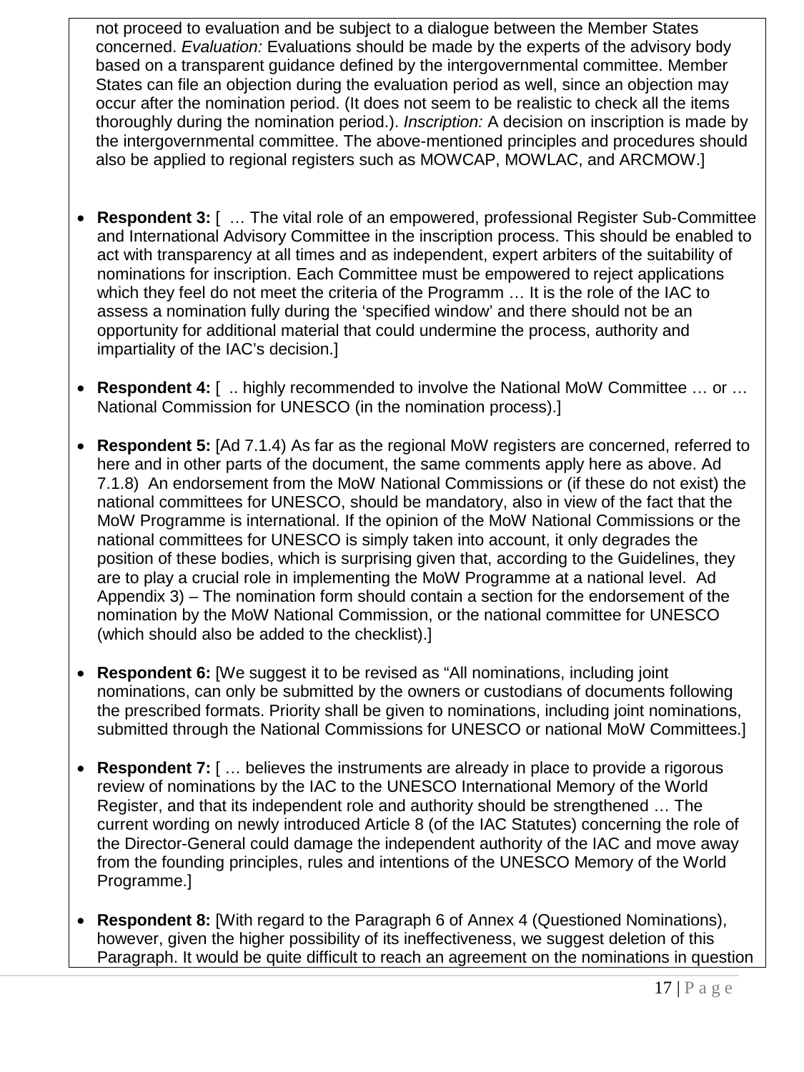not proceed to evaluation and be subject to a dialogue between the Member States concerned. *Evaluation:* Evaluations should be made by the experts of the advisory body based on a transparent guidance defined by the intergovernmental committee. Member States can file an objection during the evaluation period as well, since an objection may occur after the nomination period. (It does not seem to be realistic to check all the items thoroughly during the nomination period.). *Inscription:* A decision on inscription is made by the intergovernmental committee. The above-mentioned principles and procedures should also be applied to regional registers such as MOWCAP, MOWLAC, and ARCMOW.]

- **Respondent 3:** [ … The vital role of an empowered, professional Register Sub-Committee and International Advisory Committee in the inscription process. This should be enabled to act with transparency at all times and as independent, expert arbiters of the suitability of nominations for inscription. Each Committee must be empowered to reject applications which they feel do not meet the criteria of the Programm … It is the role of the IAC to assess a nomination fully during the 'specified window' and there should not be an opportunity for additional material that could undermine the process, authority and impartiality of the IAC's decision.]

- **Respondent 4:** [ .. highly recommended to involve the National MoW Committee … or … National Commission for UNESCO (in the nomination process).]

- **Respondent 5:** [Ad 7.1.4) As far as the regional MoW registers are concerned, referred to here and in other parts of the document, the same comments apply here as above. Ad 7.1.8) An endorsement from the MoW National Commissions or (if these do not exist) the national committees for UNESCO, should be mandatory, also in view of the fact that the MoW Programme is international. If the opinion of the MoW National Commissions or the national committees for UNESCO is simply taken into account, it only degrades the position of these bodies, which is surprising given that, according to the Guidelines, they are to play a crucial role in implementing the MoW Programme at a national level. Ad Appendix 3) – The nomination form should contain a section for the endorsement of the nomination by the MoW National Commission, or the national committee for UNESCO (which should also be added to the checklist).]

- **Respondent 6:** [We suggest it to be revised as "All nominations, including joint nominations, can only be submitted by the owners or custodians of documents following the prescribed formats. Priority shall be given to nominations, including joint nominations, submitted through the National Commissions for UNESCO or national MoW Committees.]

- **Respondent 7:** [ … believes the instruments are already in place to provide a rigorous review of nominations by the IAC to the UNESCO International Memory of the World Register, and that its independent role and authority should be strengthened … The current wording on newly introduced Article 8 (of the IAC Statutes) concerning the role of the Director-General could damage the independent authority of the IAC and move away from the founding principles, rules and intentions of the UNESCO Memory of the World Programme.]

- **Respondent 8:** [With regard to the Paragraph 6 of Annex 4 (Questioned Nominations), however, given the higher possibility of its ineffectiveness, we suggest deletion of this Paragraph. It would be quite difficult to reach an agreement on the nominations in question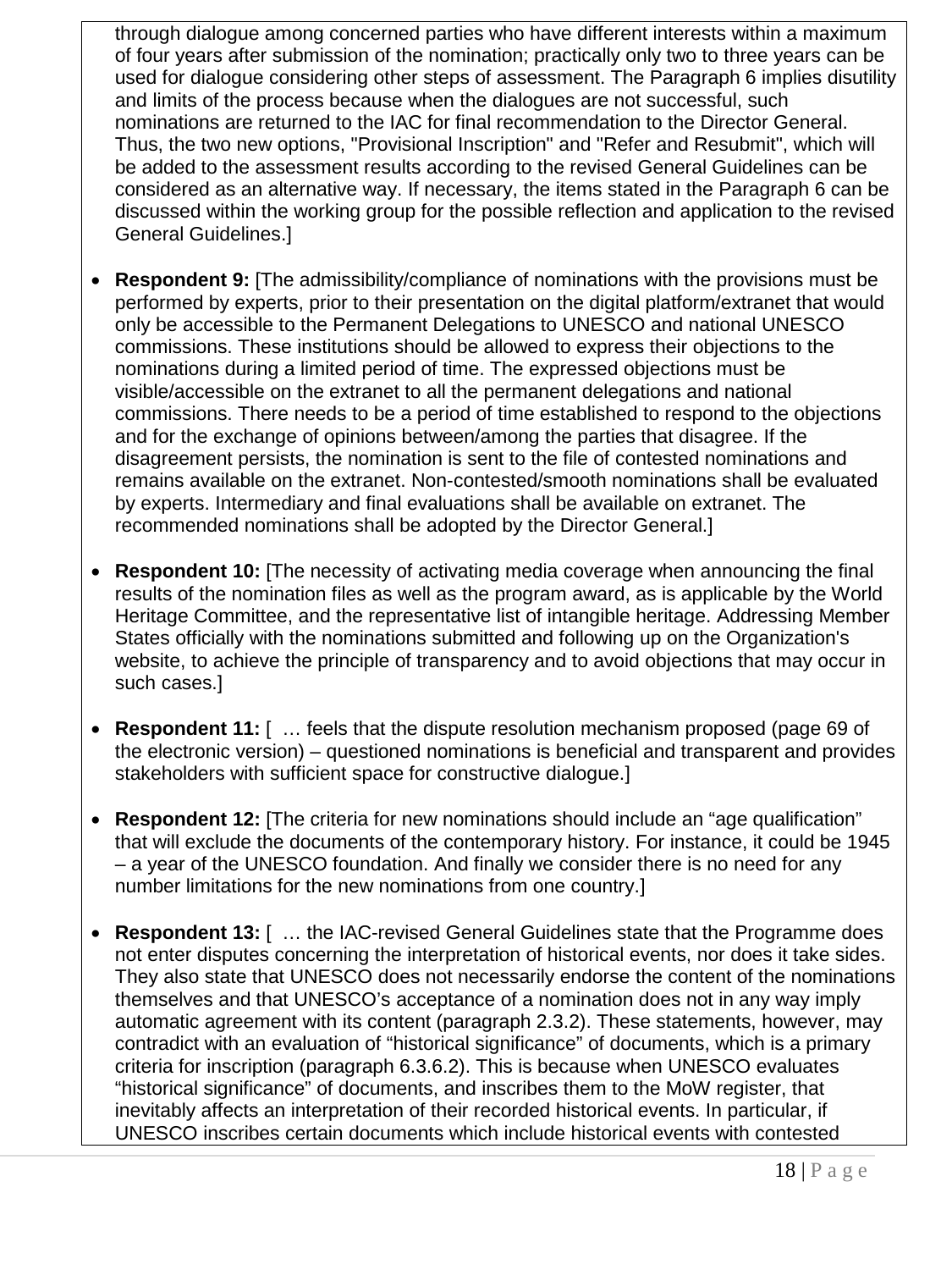through dialogue among concerned parties who have different interests within a maximum of four years after submission of the nomination; practically only two to three years can be used for dialogue considering other steps of assessment. The Paragraph 6 implies disutility and limits of the process because when the dialogues are not successful, such nominations are returned to the IAC for final recommendation to the Director General. Thus, the two new options, "Provisional Inscription" and "Refer and Resubmit", which will be added to the assessment results according to the revised General Guidelines can be considered as an alternative way. If necessary, the items stated in the Paragraph 6 can be discussed within the working group for the possible reflection and application to the revised General Guidelines.]

- **Respondent 9:** [The admissibility/compliance of nominations with the provisions must be performed by experts, prior to their presentation on the digital platform/extranet that would only be accessible to the Permanent Delegations to UNESCO and national UNESCO commissions. These institutions should be allowed to express their objections to the nominations during a limited period of time. The expressed objections must be visible/accessible on the extranet to all the permanent delegations and national commissions. There needs to be a period of time established to respond to the objections and for the exchange of opinions between/among the parties that disagree. If the disagreement persists, the nomination is sent to the file of contested nominations and remains available on the extranet. Non-contested/smooth nominations shall be evaluated by experts. Intermediary and final evaluations shall be available on extranet. The recommended nominations shall be adopted by the Director General.]

- **Respondent 10:** [The necessity of activating media coverage when announcing the final results of the nomination files as well as the program award, as is applicable by the World Heritage Committee, and the representative list of intangible heritage. Addressing Member States officially with the nominations submitted and following up on the Organization's website, to achieve the principle of transparency and to avoid objections that may occur in such cases.]

- **Respondent 11:** [ … feels that the dispute resolution mechanism proposed (page 69 of the electronic version) – questioned nominations is beneficial and transparent and provides stakeholders with sufficient space for constructive dialogue.]

- **Respondent 12:** [The criteria for new nominations should include an "age qualification" that will exclude the documents of the contemporary history. For instance, it could be 1945 – a year of the UNESCO foundation. And finally we consider there is no need for any number limitations for the new nominations from one country.]

- **Respondent 13:** [ … the IAC-revised General Guidelines state that the Programme does not enter disputes concerning the interpretation of historical events, nor does it take sides. They also state that UNESCO does not necessarily endorse the content of the nominations themselves and that UNESCO's acceptance of a nomination does not in any way imply automatic agreement with its content (paragraph 2.3.2). These statements, however, may contradict with an evaluation of "historical significance" of documents, which is a primary criteria for inscription (paragraph 6.3.6.2). This is because when UNESCO evaluates "historical significance" of documents, and inscribes them to the MoW register, that inevitably affects an interpretation of their recorded historical events. In particular, if UNESCO inscribes certain documents which include historical events with contested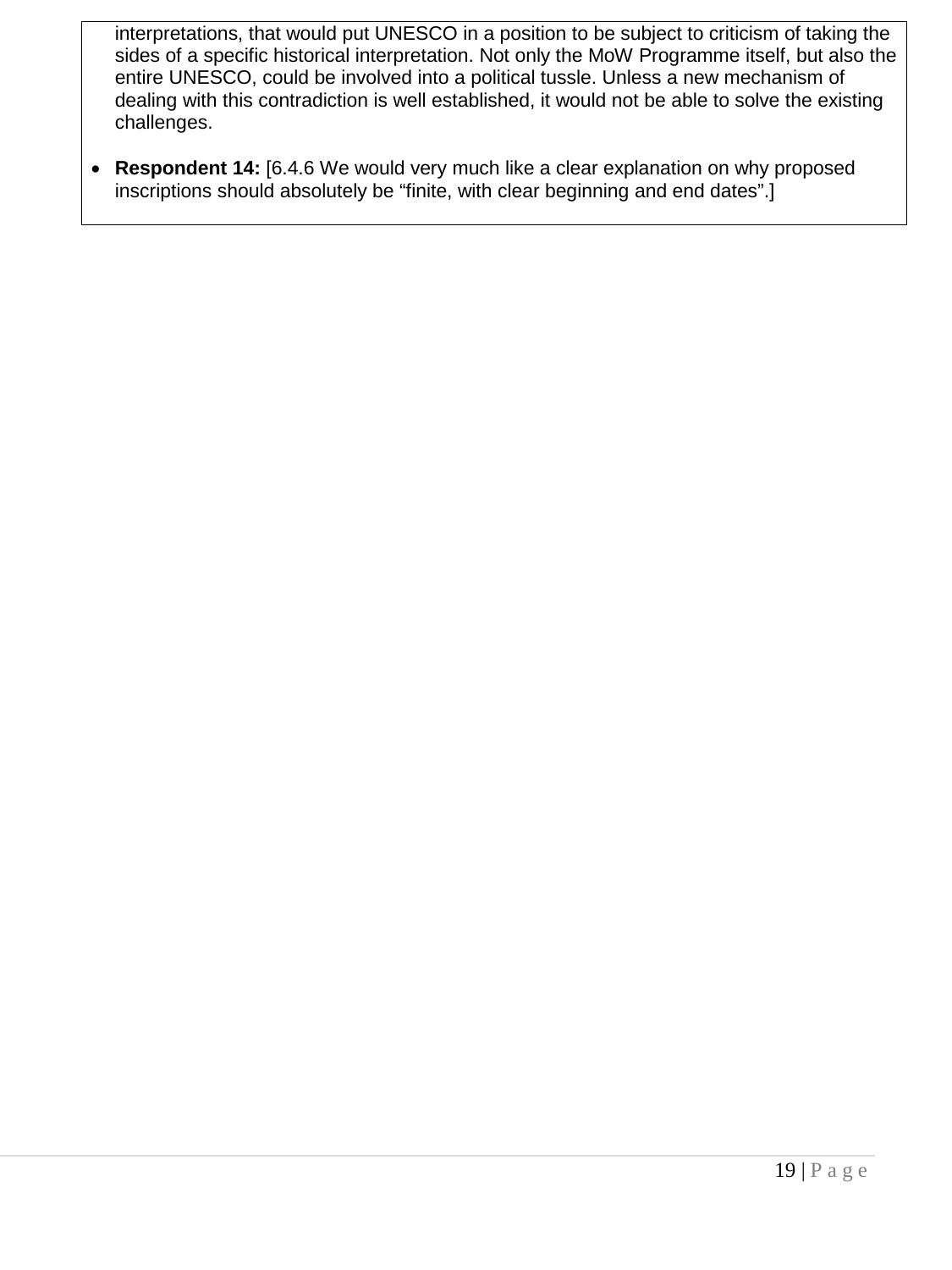interpretations, that would put UNESCO in a position to be subject to criticism of taking the sides of a specific historical interpretation. Not only the MoW Programme itself, but also the entire UNESCO, could be involved into a political tussle. Unless a new mechanism of dealing with this contradiction is well established, it would not be able to solve the existing challenges.

- **Respondent 14:** [6.4.6 We would very much like a clear explanation on why proposed inscriptions should absolutely be "finite, with clear beginning and end dates".]